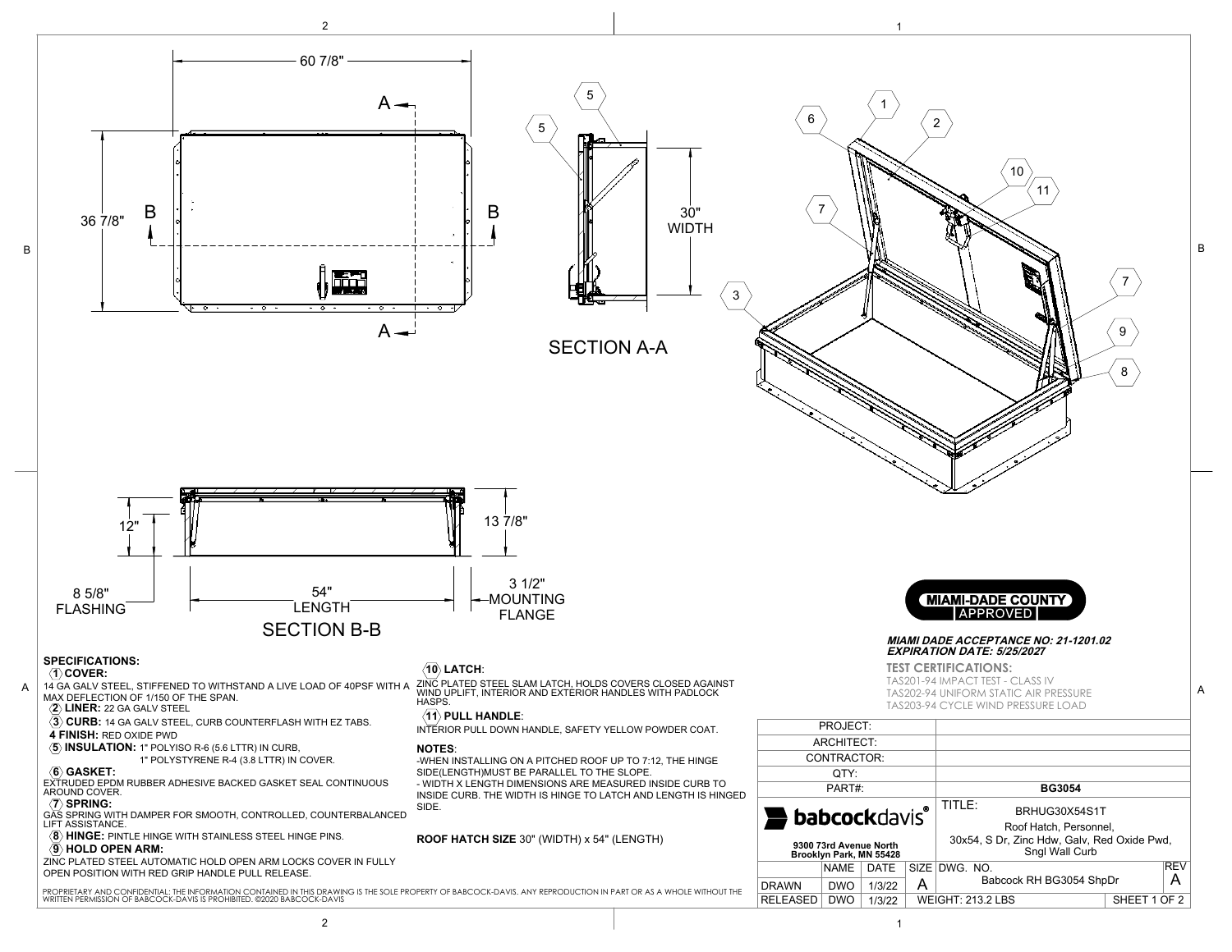60 7/8"

36 7/8"

A — A

B — B

5 5

30" WIDTH

SECTION A-A

12"

13 7/8"

8 5/8" FLASHING

54" LENGTH

3 1/2" MOUNTING FLANGE

SECTION B-B

6 1 2 10 11 7 3 7 9 8

**MIAMI-DADE COUNTY APPROVED**

***MIAMI DADE ACCEPTANCE NO: 21-1201.02***
***EXPIRATION DATE: 5/25/2027***

**TEST CERTIFICATIONS:**
TAS201-94 IMPACT TEST - CLASS IV
TAS202-94 UNIFORM STATIC AIR PRESSURE
TAS203-94 CYCLE WIND PRESSURE LOAD

## SPECIFICATIONS:

**1 COVER:**
14 GA GALV STEEL, STIFFENED TO WITHSTAND A LIVE LOAD OF 40PSF WITH A MAX DEFLECTION OF 1/150 OF THE SPAN.

**2 LINER:** 22 GA GALV STEEL

**3 CURB:** 14 GA GALV STEEL, CURB COUNTERFLASH WITH EZ TABS.

**4 FINISH:** RED OXIDE PWD

**5 INSULATION:** 1" POLYISO R-6 (5.6 LTTR) IN CURB,
1" POLYSTYRENE R-4 (3.8 LTTR) IN COVER.

**6 GASKET:**
EXTRUDED EPDM RUBBER ADHESIVE BACKED GASKET SEAL CONTINUOUS AROUND COVER.

**7 SPRING:**
GAS SPRING WITH DAMPER FOR SMOOTH, CONTROLLED, COUNTERBALANCED LIFT ASSISTANCE.

**8 HINGE:** PINTLE HINGE WITH STAINLESS STEEL HINGE PINS.

**9 HOLD OPEN ARM:**
ZINC PLATED STEEL AUTOMATIC HOLD OPEN ARM LOCKS COVER IN FULLY OPEN POSITION WITH RED GRIP HANDLE PULL RELEASE.

**10 LATCH:**
ZINC PLATED STEEL SLAM LATCH, HOLDS COVERS CLOSED AGAINST WIND UPLIFT, INTERIOR AND EXTERIOR HANDLES WITH PADLOCK HASPS.

**11 PULL HANDLE:**
INTERIOR PULL DOWN HANDLE, SAFETY YELLOW POWDER COAT.

**NOTES:**
-WHEN INSTALLING ON A PITCHED ROOF UP TO 7:12, THE HINGE SIDE(LENGTH)MUST BE PARALLEL TO THE SLOPE.
- WIDTH X LENGTH DIMENSIONS ARE MEASURED INSIDE CURB TO INSIDE CURB. THE WIDTH IS HINGE TO LATCH AND LENGTH IS HINGED SIDE.

**ROOF HATCH SIZE** 30" (WIDTH) x 54" (LENGTH)

PROPRIETARY AND CONFIDENTIAL: THE INFORMATION CONTAINED IN THIS DRAWING IS THE SOLE PROPERTY OF BABCOCK-DAVIS. ANY REPRODUCTION IN PART OR AS A WHOLE WITHOUT THE WRITTEN PERMISSION OF BABCOCK-DAVIS IS PROHIBITED. ©2020 BABCOCK-DAVIS

| PROJECT: | | | | |
|---|---|---|---|---|
| ARCHITECT: | | | | |
| CONTRACTOR: | | | | |
| QTY: | | | | |
| PART#: | | | **BG3054** | |
| **babcockdavis®** 9300 73rd Avenue North Brooklyn Park, MN 55428 | | | TITLE: BRHUG30X54S1T Roof Hatch, Personnel, 30x54, S Dr, Zinc Hdw, Galv, Red Oxide Pwd, Sngl Wall Curb | |
| | NAME | DATE | SIZE | DWG. NO. Babcock RH BG3054 ShpDr | REV A |
| DRAWN | DWO | 1/3/22 | A | | |
| RELEASED | DWO | 1/3/22 | WEIGHT: 213.2 LBS | SHEET 1 OF 2 | |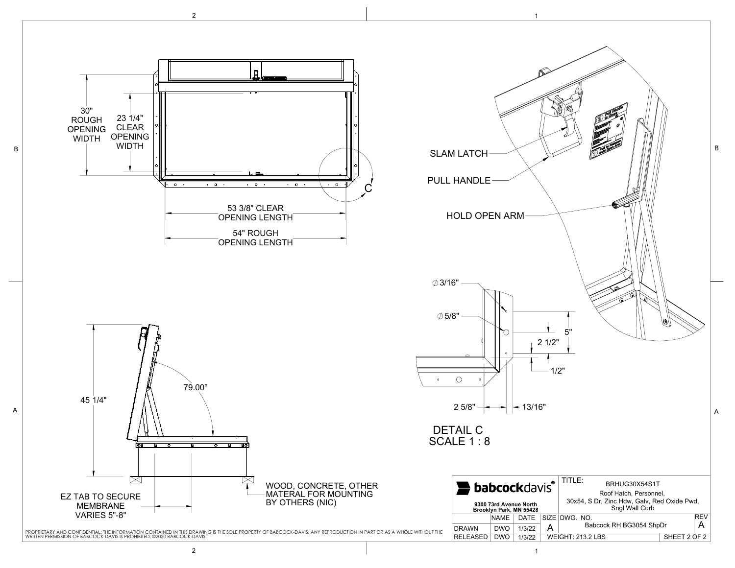30" ROUGH OPENING WIDTH

23 1/4" CLEAR OPENING WIDTH

53 3/8" CLEAR OPENING LENGTH

54" ROUGH OPENING LENGTH

C

SLAM LATCH

PULL HANDLE

HOLD OPEN ARM

∅ 3/16"

∅ 5/8"

5"

2 1/2"

1/2"

2 5/8"

13/16"

DETAIL C
SCALE 1 : 8

45 1/4"

79.00°

EZ TAB TO SECURE MEMBRANE VARIES 5"-8"

WOOD, CONCRETE, OTHER MATERAL FOR MOUNTING BY OTHERS (NIC)

PROPRIETARY AND CONFIDENTIAL: THE INFORMATION CONTAINED IN THIS DRAWING IS THE SOLE PROPERTY OF BABCOCK-DAVIS. ANY REPRODUCTION IN PART OR AS A WHOLE WITHOUT THE WRITTEN PERMISSION OF BABCOCK-DAVIS IS PROHIBITED. ©2020 BABCOCK-DAVIS

**babcockdavis®**
9300 73rd Avenue North
Brooklyn Park, MN 55428

| | NAME | DATE | SIZE | |
|---|---|---|---|---|
| DRAWN | DWO | 1/3/22 | A | |
| RELEASED | DWO | 1/3/22 | | |

TITLE: BRHUG30X54S1T
Roof Hatch, Personnel, 30x54, S Dr, Zinc Hdw, Galv, Red Oxide Pwd, Sngl Wall Curb

DWG. NO. Babcock RH BG3054 ShpDr

REV A

WEIGHT: 213.2 LBS

SHEET 2 OF 2